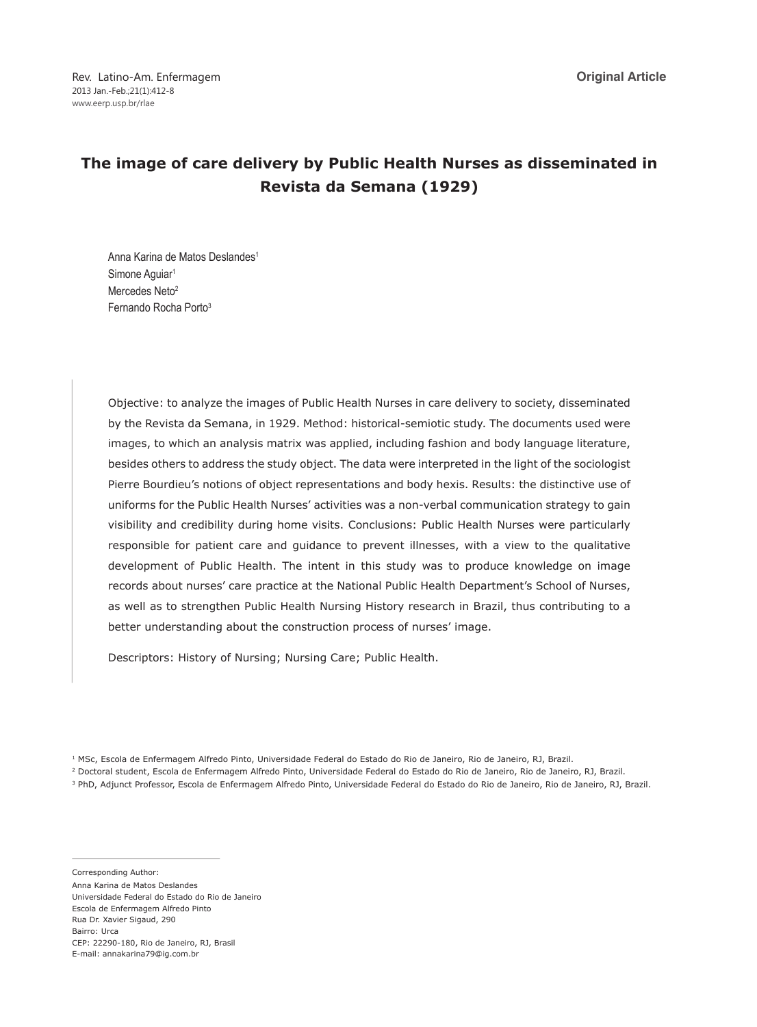**Original Article**

# The image of care delivery by Public Health Nurses as disseminated in Revista da Semana (1929)

Anna Karina de Matos Deslandes[1]
Simone Aguiar[1]
Mercedes Neto[2]
Fernando Rocha Porto[3]

Objective: to analyze the images of Public Health Nurses in care delivery to society, disseminated by the Revista da Semana, in 1929. Method: historical-semiotic study. The documents used were images, to which an analysis matrix was applied, including fashion and body language literature, besides others to address the study object. The data were interpreted in the light of the sociologist Pierre Bourdieu's notions of object representations and body hexis. Results: the distinctive use of uniforms for the Public Health Nurses' activities was a non-verbal communication strategy to gain visibility and credibility during home visits. Conclusions: Public Health Nurses were particularly responsible for patient care and guidance to prevent illnesses, with a view to the qualitative development of Public Health. The intent in this study was to produce knowledge on image records about nurses' care practice at the National Public Health Department's School of Nurses, as well as to strengthen Public Health Nursing History research in Brazil, thus contributing to a better understanding about the construction process of nurses' image.

Descriptors: History of Nursing; Nursing Care; Public Health.

[1] MSc, Escola de Enfermagem Alfredo Pinto, Universidade Federal do Estado do Rio de Janeiro, Rio de Janeiro, RJ, Brazil.
[2] Doctoral student, Escola de Enfermagem Alfredo Pinto, Universidade Federal do Estado do Rio de Janeiro, Rio de Janeiro, RJ, Brazil.
[3] PhD, Adjunct Professor, Escola de Enfermagem Alfredo Pinto, Universidade Federal do Estado do Rio de Janeiro, Rio de Janeiro, RJ, Brazil.

Corresponding Author:
Anna Karina de Matos Deslandes
Universidade Federal do Estado do Rio de Janeiro
Escola de Enfermagem Alfredo Pinto
Rua Dr. Xavier Sigaud, 290
Bairro: Urca
CEP: 22290-180, Rio de Janeiro, RJ, Brasil
E-mail: annakarina79@ig.com.br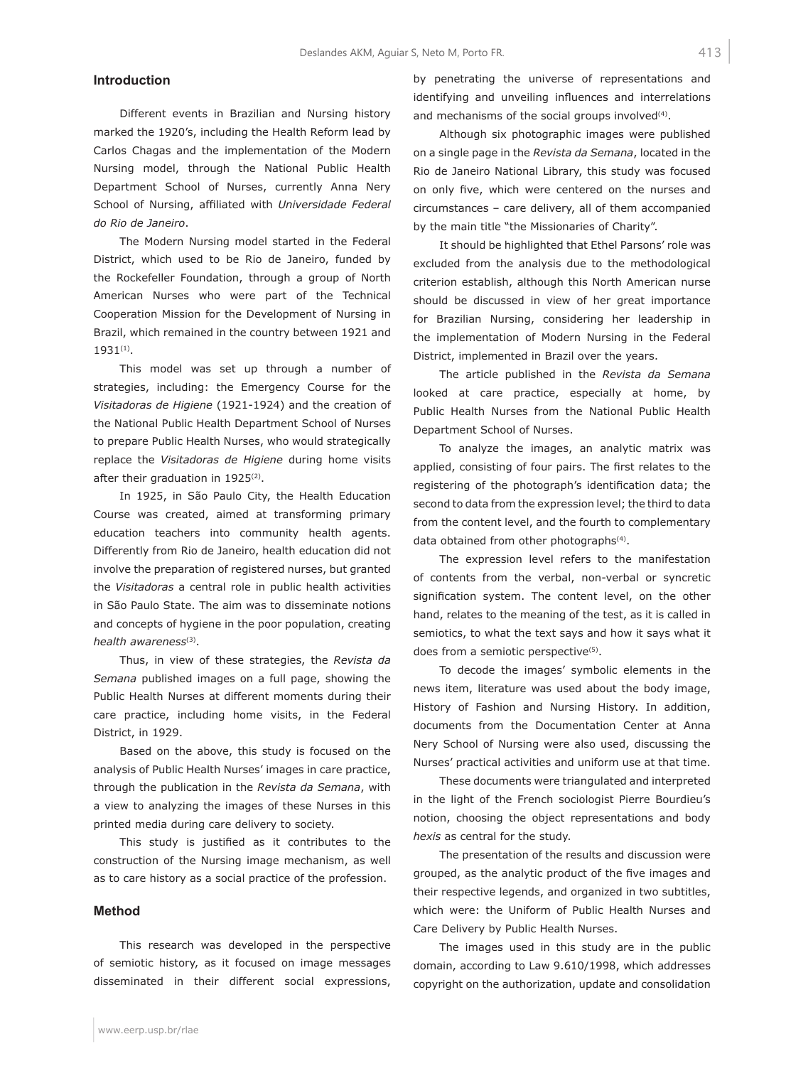## Introduction

Different events in Brazilian and Nursing history marked the 1920's, including the Health Reform lead by Carlos Chagas and the implementation of the Modern Nursing model, through the National Public Health Department School of Nurses, currently Anna Nery School of Nursing, affiliated with *Universidade Federal do Rio de Janeiro*.

The Modern Nursing model started in the Federal District, which used to be Rio de Janeiro, funded by the Rockefeller Foundation, through a group of North American Nurses who were part of the Technical Cooperation Mission for the Development of Nursing in Brazil, which remained in the country between 1921 and 1931[1].

This model was set up through a number of strategies, including: the Emergency Course for the *Visitadoras de Higiene* (1921-1924) and the creation of the National Public Health Department School of Nurses to prepare Public Health Nurses, who would strategically replace the *Visitadoras de Higiene* during home visits after their graduation in 1925[2].

In 1925, in São Paulo City, the Health Education Course was created, aimed at transforming primary education teachers into community health agents. Differently from Rio de Janeiro, health education did not involve the preparation of registered nurses, but granted the *Visitadoras* a central role in public health activities in São Paulo State. The aim was to disseminate notions and concepts of hygiene in the poor population, creating *health awareness*[3].

Thus, in view of these strategies, the *Revista da Semana* published images on a full page, showing the Public Health Nurses at different moments during their care practice, including home visits, in the Federal District, in 1929.

Based on the above, this study is focused on the analysis of Public Health Nurses' images in care practice, through the publication in the *Revista da Semana*, with a view to analyzing the images of these Nurses in this printed media during care delivery to society.

This study is justified as it contributes to the construction of the Nursing image mechanism, as well as to care history as a social practice of the profession.

## Method

This research was developed in the perspective of semiotic history, as it focused on image messages disseminated in their different social expressions, by penetrating the universe of representations and identifying and unveiling influences and interrelations and mechanisms of the social groups involved[4].

Although six photographic images were published on a single page in the *Revista da Semana*, located in the Rio de Janeiro National Library, this study was focused on only five, which were centered on the nurses and circumstances – care delivery, all of them accompanied by the main title "the Missionaries of Charity".

It should be highlighted that Ethel Parsons' role was excluded from the analysis due to the methodological criterion establish, although this North American nurse should be discussed in view of her great importance for Brazilian Nursing, considering her leadership in the implementation of Modern Nursing in the Federal District, implemented in Brazil over the years.

The article published in the *Revista da Semana* looked at care practice, especially at home, by Public Health Nurses from the National Public Health Department School of Nurses.

To analyze the images, an analytic matrix was applied, consisting of four pairs. The first relates to the registering of the photograph's identification data; the second to data from the expression level; the third to data from the content level, and the fourth to complementary data obtained from other photographs[4].

The expression level refers to the manifestation of contents from the verbal, non-verbal or syncretic signification system. The content level, on the other hand, relates to the meaning of the test, as it is called in semiotics, to what the text says and how it says what it does from a semiotic perspective[5].

To decode the images' symbolic elements in the news item, literature was used about the body image, History of Fashion and Nursing History. In addition, documents from the Documentation Center at Anna Nery School of Nursing were also used, discussing the Nurses' practical activities and uniform use at that time.

These documents were triangulated and interpreted in the light of the French sociologist Pierre Bourdieu's notion, choosing the object representations and body *hexis* as central for the study.

The presentation of the results and discussion were grouped, as the analytic product of the five images and their respective legends, and organized in two subtitles, which were: the Uniform of Public Health Nurses and Care Delivery by Public Health Nurses.

The images used in this study are in the public domain, according to Law 9.610/1998, which addresses copyright on the authorization, update and consolidation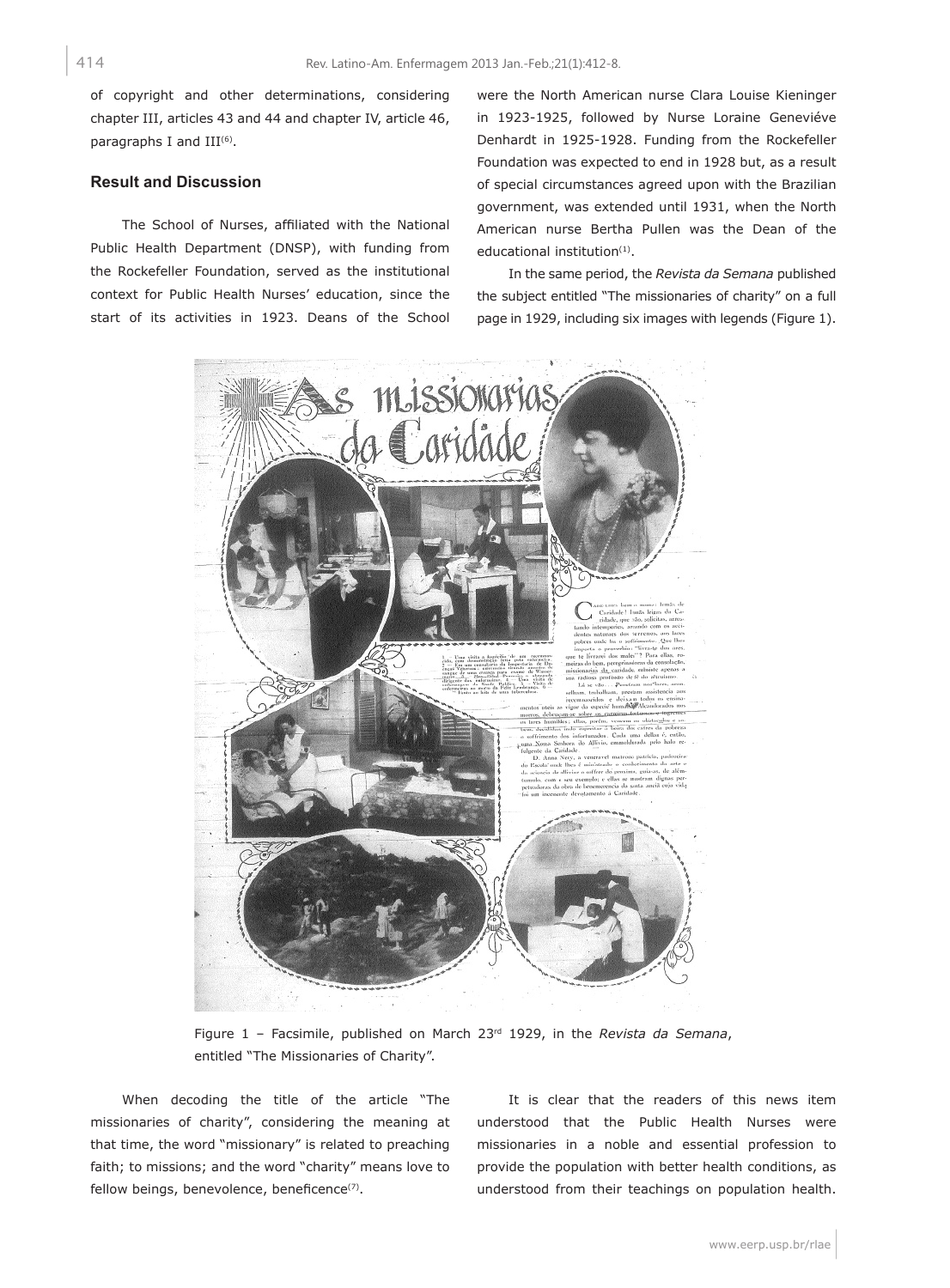of copyright and other determinations, considering chapter III, articles 43 and 44 and chapter IV, article 46, paragraphs I and III[6].

## Result and Discussion

The School of Nurses, affiliated with the National Public Health Department (DNSP), with funding from the Rockefeller Foundation, served as the institutional context for Public Health Nurses' education, since the start of its activities in 1923. Deans of the School were the North American nurse Clara Louise Kieninger in 1923-1925, followed by Nurse Loraine Geneviéve Denhardt in 1925-1928. Funding from the Rockefeller Foundation was expected to end in 1928 but, as a result of special circumstances agreed upon with the Brazilian government, was extended until 1931, when the North American nurse Bertha Pullen was the Dean of the educational institution[1].

In the same period, the *Revista da Semana* published the subject entitled "The missionaries of charity" on a full page in 1929, including six images with legends (Figure 1).

Figure 1 – Facsimile, published on March 23rd 1929, in the *Revista da Semana*, entitled "The Missionaries of Charity".

When decoding the title of the article "The missionaries of charity", considering the meaning at that time, the word "missionary" is related to preaching faith; to missions; and the word "charity" means love to fellow beings, benevolence, beneficence[7].

It is clear that the readers of this news item understood that the Public Health Nurses were missionaries in a noble and essential profession to provide the population with better health conditions, as understood from their teachings on population health.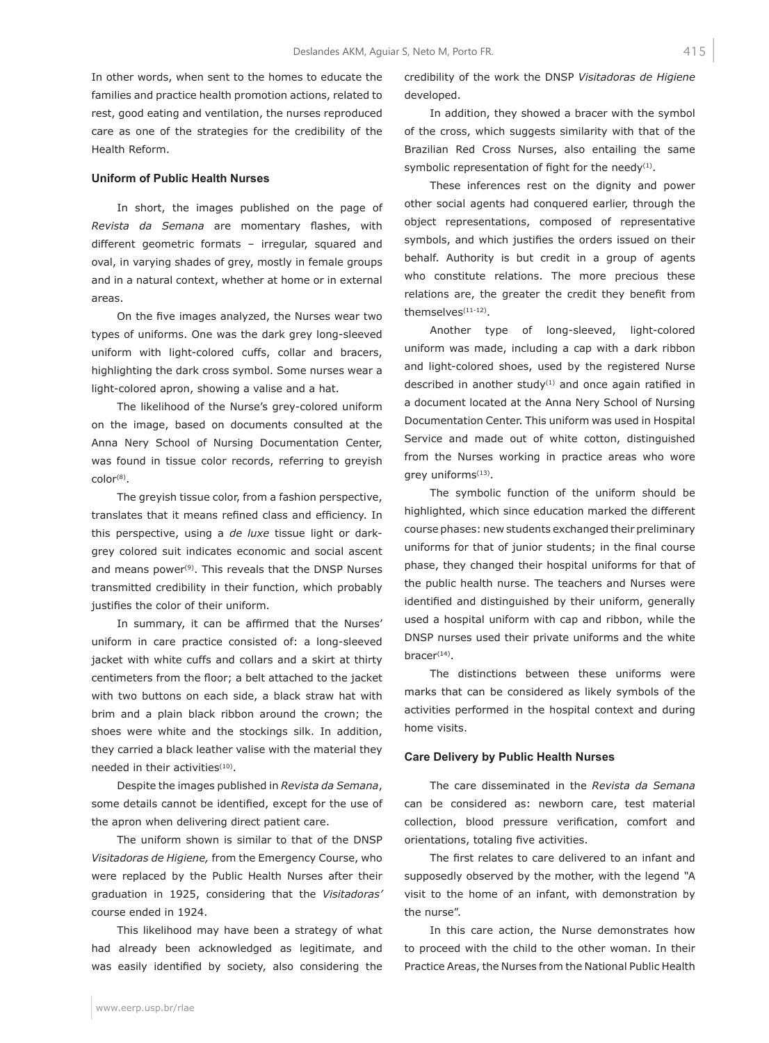In other words, when sent to the homes to educate the families and practice health promotion actions, related to rest, good eating and ventilation, the nurses reproduced care as one of the strategies for the credibility of the Health Reform.

### Uniform of Public Health Nurses

In short, the images published on the page of *Revista da Semana* are momentary flashes, with different geometric formats – irregular, squared and oval, in varying shades of grey, mostly in female groups and in a natural context, whether at home or in external areas.

On the five images analyzed, the Nurses wear two types of uniforms. One was the dark grey long-sleeved uniform with light-colored cuffs, collar and bracers, highlighting the dark cross symbol. Some nurses wear a light-colored apron, showing a valise and a hat.

The likelihood of the Nurse's grey-colored uniform on the image, based on documents consulted at the Anna Nery School of Nursing Documentation Center, was found in tissue color records, referring to greyish color[8].

The greyish tissue color, from a fashion perspective, translates that it means refined class and efficiency. In this perspective, using a *de luxe* tissue light or dark-grey colored suit indicates economic and social ascent and means power[9]. This reveals that the DNSP Nurses transmitted credibility in their function, which probably justifies the color of their uniform.

In summary, it can be affirmed that the Nurses' uniform in care practice consisted of: a long-sleeved jacket with white cuffs and collars and a skirt at thirty centimeters from the floor; a belt attached to the jacket with two buttons on each side, a black straw hat with brim and a plain black ribbon around the crown; the shoes were white and the stockings silk. In addition, they carried a black leather valise with the material they needed in their activities[10].

Despite the images published in *Revista da Semana*, some details cannot be identified, except for the use of the apron when delivering direct patient care.

The uniform shown is similar to that of the DNSP *Visitadoras de Higiene,* from the Emergency Course, who were replaced by the Public Health Nurses after their graduation in 1925, considering that the *Visitadoras'* course ended in 1924.

This likelihood may have been a strategy of what had already been acknowledged as legitimate, and was easily identified by society, also considering the credibility of the work the DNSP *Visitadoras de Higiene* developed.

In addition, they showed a bracer with the symbol of the cross, which suggests similarity with that of the Brazilian Red Cross Nurses, also entailing the same symbolic representation of fight for the needy[1].

These inferences rest on the dignity and power other social agents had conquered earlier, through the object representations, composed of representative symbols, and which justifies the orders issued on their behalf. Authority is but credit in a group of agents who constitute relations. The more precious these relations are, the greater the credit they benefit from themselves[11-12].

Another type of long-sleeved, light-colored uniform was made, including a cap with a dark ribbon and light-colored shoes, used by the registered Nurse described in another study[1] and once again ratified in a document located at the Anna Nery School of Nursing Documentation Center. This uniform was used in Hospital Service and made out of white cotton, distinguished from the Nurses working in practice areas who wore grey uniforms[13].

The symbolic function of the uniform should be highlighted, which since education marked the different course phases: new students exchanged their preliminary uniforms for that of junior students; in the final course phase, they changed their hospital uniforms for that of the public health nurse. The teachers and Nurses were identified and distinguished by their uniform, generally used a hospital uniform with cap and ribbon, while the DNSP nurses used their private uniforms and the white bracer[14].

The distinctions between these uniforms were marks that can be considered as likely symbols of the activities performed in the hospital context and during home visits.

### Care Delivery by Public Health Nurses

The care disseminated in the *Revista da Semana* can be considered as: newborn care, test material collection, blood pressure verification, comfort and orientations, totaling five activities.

The first relates to care delivered to an infant and supposedly observed by the mother, with the legend "A visit to the home of an infant, with demonstration by the nurse".

In this care action, the Nurse demonstrates how to proceed with the child to the other woman. In their Practice Areas, the Nurses from the National Public Health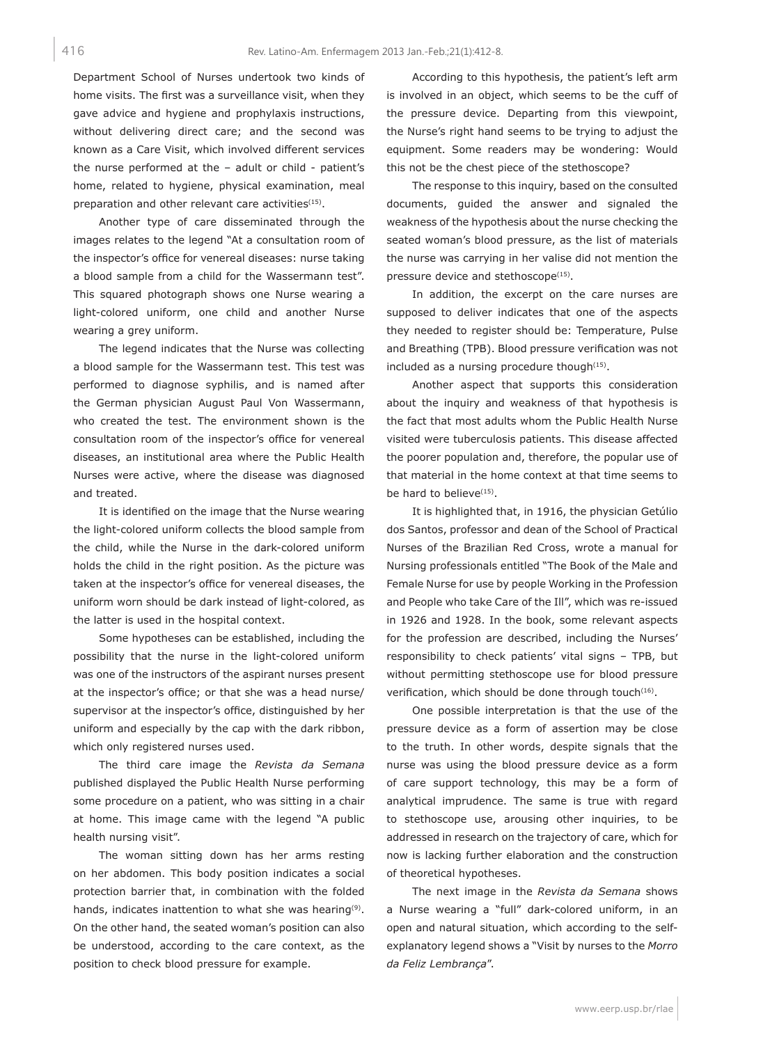Department School of Nurses undertook two kinds of home visits. The first was a surveillance visit, when they gave advice and hygiene and prophylaxis instructions, without delivering direct care; and the second was known as a Care Visit, which involved different services the nurse performed at the – adult or child - patient's home, related to hygiene, physical examination, meal preparation and other relevant care activities[15].

Another type of care disseminated through the images relates to the legend "At a consultation room of the inspector's office for venereal diseases: nurse taking a blood sample from a child for the Wassermann test". This squared photograph shows one Nurse wearing a light-colored uniform, one child and another Nurse wearing a grey uniform.

The legend indicates that the Nurse was collecting a blood sample for the Wassermann test. This test was performed to diagnose syphilis, and is named after the German physician August Paul Von Wassermann, who created the test. The environment shown is the consultation room of the inspector's office for venereal diseases, an institutional area where the Public Health Nurses were active, where the disease was diagnosed and treated.

It is identified on the image that the Nurse wearing the light-colored uniform collects the blood sample from the child, while the Nurse in the dark-colored uniform holds the child in the right position. As the picture was taken at the inspector's office for venereal diseases, the uniform worn should be dark instead of light-colored, as the latter is used in the hospital context.

Some hypotheses can be established, including the possibility that the nurse in the light-colored uniform was one of the instructors of the aspirant nurses present at the inspector's office; or that she was a head nurse/supervisor at the inspector's office, distinguished by her uniform and especially by the cap with the dark ribbon, which only registered nurses used.

The third care image the *Revista da Semana* published displayed the Public Health Nurse performing some procedure on a patient, who was sitting in a chair at home. This image came with the legend "A public health nursing visit".

The woman sitting down has her arms resting on her abdomen. This body position indicates a social protection barrier that, in combination with the folded hands, indicates inattention to what she was hearing[9]. On the other hand, the seated woman's position can also be understood, according to the care context, as the position to check blood pressure for example.

According to this hypothesis, the patient's left arm is involved in an object, which seems to be the cuff of the pressure device. Departing from this viewpoint, the Nurse's right hand seems to be trying to adjust the equipment. Some readers may be wondering: Would this not be the chest piece of the stethoscope?

The response to this inquiry, based on the consulted documents, guided the answer and signaled the weakness of the hypothesis about the nurse checking the seated woman's blood pressure, as the list of materials the nurse was carrying in her valise did not mention the pressure device and stethoscope[15].

In addition, the excerpt on the care nurses are supposed to deliver indicates that one of the aspects they needed to register should be: Temperature, Pulse and Breathing (TPB). Blood pressure verification was not included as a nursing procedure though[15].

Another aspect that supports this consideration about the inquiry and weakness of that hypothesis is the fact that most adults whom the Public Health Nurse visited were tuberculosis patients. This disease affected the poorer population and, therefore, the popular use of that material in the home context at that time seems to be hard to believe[15].

It is highlighted that, in 1916, the physician Getúlio dos Santos, professor and dean of the School of Practical Nurses of the Brazilian Red Cross, wrote a manual for Nursing professionals entitled "The Book of the Male and Female Nurse for use by people Working in the Profession and People who take Care of the Ill", which was re-issued in 1926 and 1928. In the book, some relevant aspects for the profession are described, including the Nurses' responsibility to check patients' vital signs – TPB, but without permitting stethoscope use for blood pressure verification, which should be done through touch[16].

One possible interpretation is that the use of the pressure device as a form of assertion may be close to the truth. In other words, despite signals that the nurse was using the blood pressure device as a form of care support technology, this may be a form of analytical imprudence. The same is true with regard to stethoscope use, arousing other inquiries, to be addressed in research on the trajectory of care, which for now is lacking further elaboration and the construction of theoretical hypotheses.

The next image in the *Revista da Semana* shows a Nurse wearing a "full" dark-colored uniform, in an open and natural situation, which according to the self-explanatory legend shows a "Visit by nurses to the *Morro da Feliz Lembrança*".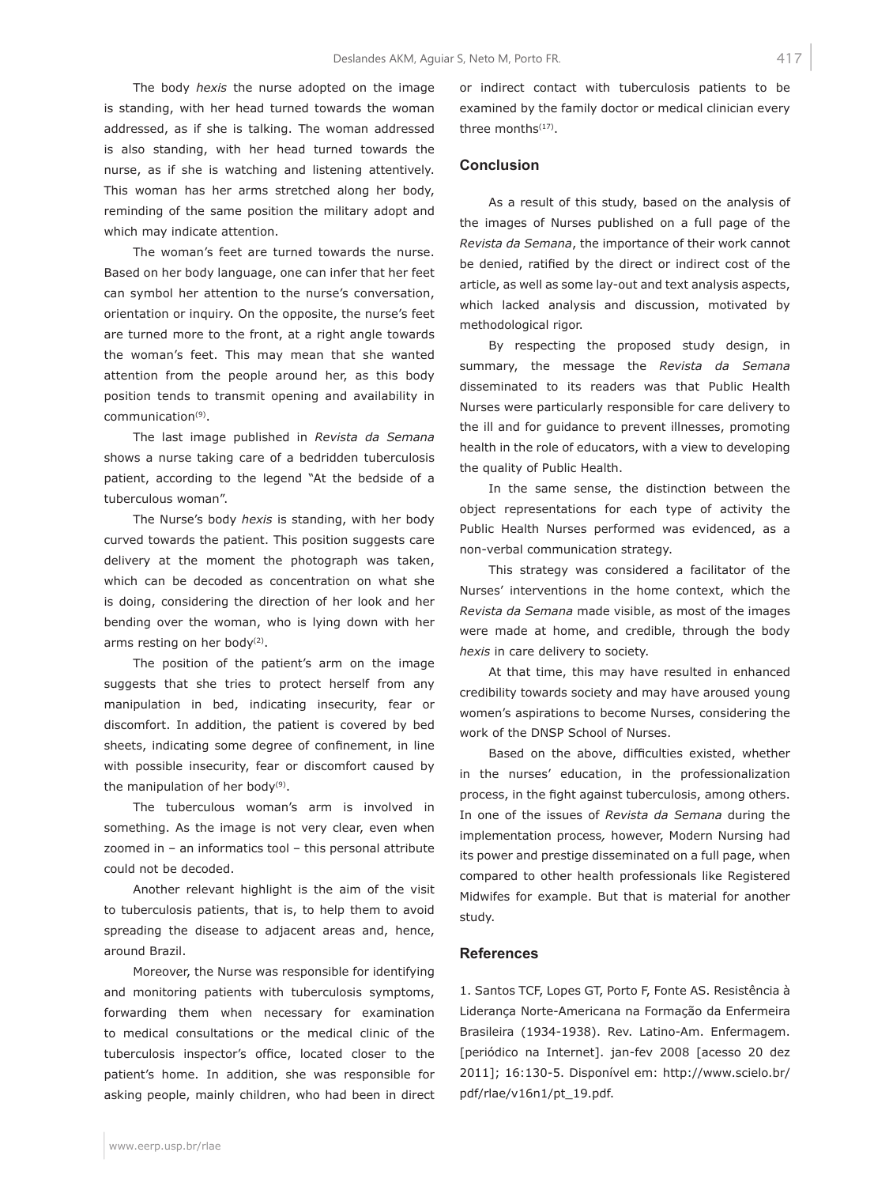The body *hexis* the nurse adopted on the image is standing, with her head turned towards the woman addressed, as if she is talking. The woman addressed is also standing, with her head turned towards the nurse, as if she is watching and listening attentively. This woman has her arms stretched along her body, reminding of the same position the military adopt and which may indicate attention.

The woman's feet are turned towards the nurse. Based on her body language, one can infer that her feet can symbol her attention to the nurse's conversation, orientation or inquiry. On the opposite, the nurse's feet are turned more to the front, at a right angle towards the woman's feet. This may mean that she wanted attention from the people around her, as this body position tends to transmit opening and availability in communication[9].

The last image published in *Revista da Semana* shows a nurse taking care of a bedridden tuberculosis patient, according to the legend "At the bedside of a tuberculous woman".

The Nurse's body *hexis* is standing, with her body curved towards the patient. This position suggests care delivery at the moment the photograph was taken, which can be decoded as concentration on what she is doing, considering the direction of her look and her bending over the woman, who is lying down with her arms resting on her body[2].

The position of the patient's arm on the image suggests that she tries to protect herself from any manipulation in bed, indicating insecurity, fear or discomfort. In addition, the patient is covered by bed sheets, indicating some degree of confinement, in line with possible insecurity, fear or discomfort caused by the manipulation of her body[9].

The tuberculous woman's arm is involved in something. As the image is not very clear, even when zoomed in – an informatics tool – this personal attribute could not be decoded.

Another relevant highlight is the aim of the visit to tuberculosis patients, that is, to help them to avoid spreading the disease to adjacent areas and, hence, around Brazil.

Moreover, the Nurse was responsible for identifying and monitoring patients with tuberculosis symptoms, forwarding them when necessary for examination to medical consultations or the medical clinic of the tuberculosis inspector's office, located closer to the patient's home. In addition, she was responsible for asking people, mainly children, who had been in direct or indirect contact with tuberculosis patients to be examined by the family doctor or medical clinician every three months[17].

## Conclusion

As a result of this study, based on the analysis of the images of Nurses published on a full page of the *Revista da Semana*, the importance of their work cannot be denied, ratified by the direct or indirect cost of the article, as well as some lay-out and text analysis aspects, which lacked analysis and discussion, motivated by methodological rigor.

By respecting the proposed study design, in summary, the message the *Revista da Semana* disseminated to its readers was that Public Health Nurses were particularly responsible for care delivery to the ill and for guidance to prevent illnesses, promoting health in the role of educators, with a view to developing the quality of Public Health.

In the same sense, the distinction between the object representations for each type of activity the Public Health Nurses performed was evidenced, as a non-verbal communication strategy.

This strategy was considered a facilitator of the Nurses' interventions in the home context, which the *Revista da Semana* made visible, as most of the images were made at home, and credible, through the body *hexis* in care delivery to society.

At that time, this may have resulted in enhanced credibility towards society and may have aroused young women's aspirations to become Nurses, considering the work of the DNSP School of Nurses.

Based on the above, difficulties existed, whether in the nurses' education, in the professionalization process, in the fight against tuberculosis, among others. In one of the issues of *Revista da Semana* during the implementation process*,* however, Modern Nursing had its power and prestige disseminated on a full page, when compared to other health professionals like Registered Midwifes for example. But that is material for another study.

## References

1. Santos TCF, Lopes GT, Porto F, Fonte AS. Resistência à Liderança Norte-Americana na Formação da Enfermeira Brasileira (1934-1938). Rev. Latino-Am. Enfermagem. [periódico na Internet]. jan-fev 2008 [acesso 20 dez 2011]; 16:130-5. Disponível em: http://www.scielo.br/pdf/rlae/v16n1/pt_19.pdf.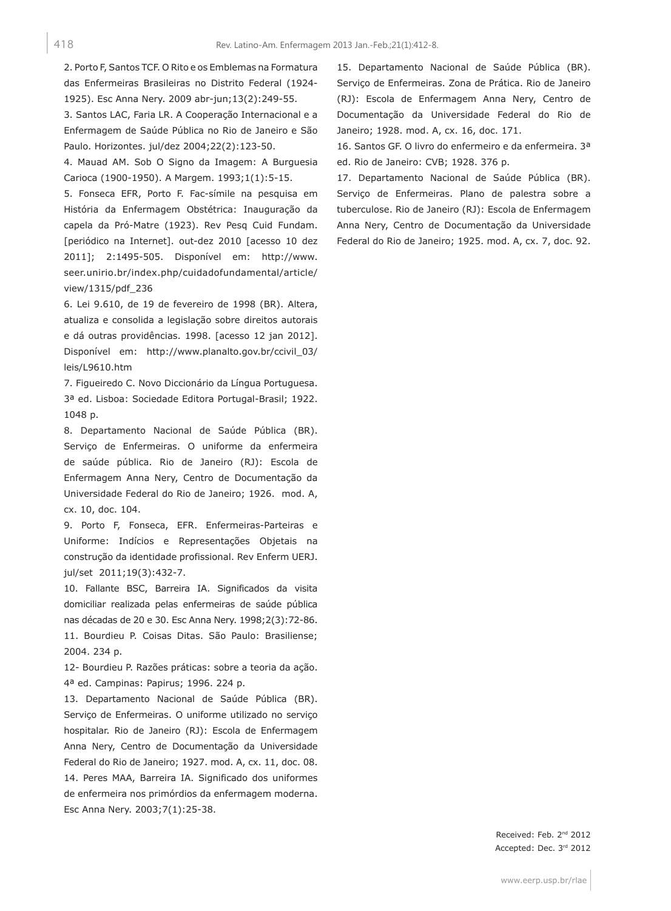2. Porto F, Santos TCF. O Rito e os Emblemas na Formatura das Enfermeiras Brasileiras no Distrito Federal (1924-1925). Esc Anna Nery. 2009 abr-jun;13(2):249-55.

3. Santos LAC, Faria LR. A Cooperação Internacional e a Enfermagem de Saúde Pública no Rio de Janeiro e São Paulo. Horizontes. jul/dez 2004;22(2):123-50.

4. Mauad AM. Sob O Signo da Imagem: A Burguesia Carioca (1900-1950). A Margem. 1993;1(1):5-15.

5. Fonseca EFR, Porto F. Fac-símile na pesquisa em História da Enfermagem Obstétrica: Inauguração da capela da Pró-Matre (1923). Rev Pesq Cuid Fundam. [periódico na Internet]. out-dez 2010 [acesso 10 dez 2011]; 2:1495-505. Disponível em: http://www.seer.unirio.br/index.php/cuidadofundamental/article/view/1315/pdf_236

6. Lei 9.610, de 19 de fevereiro de 1998 (BR). Altera, atualiza e consolida a legislação sobre direitos autorais e dá outras providências. 1998. [acesso 12 jan 2012]. Disponível em: http://www.planalto.gov.br/ccivil_03/leis/L9610.htm

7. Figueiredo C. Novo Diccionário da Língua Portuguesa. 3ª ed. Lisboa: Sociedade Editora Portugal-Brasil; 1922. 1048 p.

8. Departamento Nacional de Saúde Pública (BR). Serviço de Enfermeiras. O uniforme da enfermeira de saúde pública. Rio de Janeiro (RJ): Escola de Enfermagem Anna Nery, Centro de Documentação da Universidade Federal do Rio de Janeiro; 1926. mod. A, cx. 10, doc. 104.

9. Porto F, Fonseca, EFR. Enfermeiras-Parteiras e Uniforme: Indícios e Representações Objetais na construção da identidade profissional. Rev Enferm UERJ. jul/set 2011;19(3):432-7.

10. Fallante BSC, Barreira IA. Significados da visita domiciliar realizada pelas enfermeiras de saúde pública nas décadas de 20 e 30. Esc Anna Nery. 1998;2(3):72-86.

11. Bourdieu P. Coisas Ditas. São Paulo: Brasiliense; 2004. 234 p.

12- Bourdieu P. Razões práticas: sobre a teoria da ação. 4ª ed. Campinas: Papirus; 1996. 224 p.

13. Departamento Nacional de Saúde Pública (BR). Serviço de Enfermeiras. O uniforme utilizado no serviço hospitalar. Rio de Janeiro (RJ): Escola de Enfermagem Anna Nery, Centro de Documentação da Universidade Federal do Rio de Janeiro; 1927. mod. A, cx. 11, doc. 08.

14. Peres MAA, Barreira IA. Significado dos uniformes de enfermeira nos primórdios da enfermagem moderna. Esc Anna Nery. 2003;7(1):25-38.

15. Departamento Nacional de Saúde Pública (BR). Serviço de Enfermeiras. Zona de Prática. Rio de Janeiro (RJ): Escola de Enfermagem Anna Nery, Centro de Documentação da Universidade Federal do Rio de Janeiro; 1928. mod. A, cx. 16, doc. 171.

16. Santos GF. O livro do enfermeiro e da enfermeira. 3ª ed. Rio de Janeiro: CVB; 1928. 376 p.

17. Departamento Nacional de Saúde Pública (BR). Serviço de Enfermeiras. Plano de palestra sobre a tuberculose. Rio de Janeiro (RJ): Escola de Enfermagem Anna Nery, Centro de Documentação da Universidade Federal do Rio de Janeiro; 1925. mod. A, cx. 7, doc. 92.

Received: Feb. 2nd 2012
Accepted: Dec. 3rd 2012